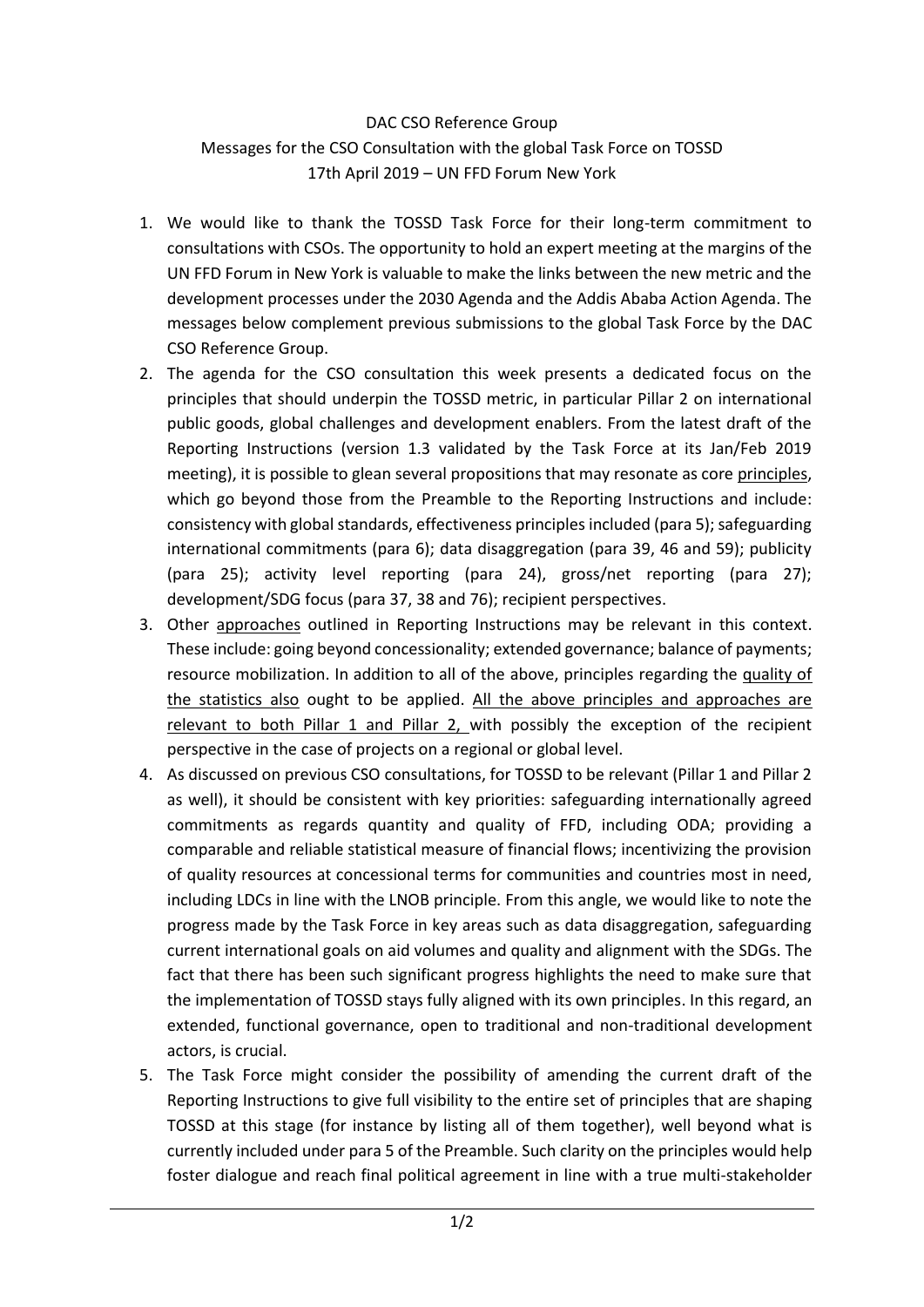DAC CSO Reference Group
Messages for the CSO Consultation with the global Task Force on TOSSD
17th April 2019 – UN FFD Forum New York

1. We would like to thank the TOSSD Task Force for their long-term commitment to consultations with CSOs. The opportunity to hold an expert meeting at the margins of the UN FFD Forum in New York is valuable to make the links between the new metric and the development processes under the 2030 Agenda and the Addis Ababa Action Agenda. The messages below complement previous submissions to the global Task Force by the DAC CSO Reference Group.
2. The agenda for the CSO consultation this week presents a dedicated focus on the principles that should underpin the TOSSD metric, in particular Pillar 2 on international public goods, global challenges and development enablers. From the latest draft of the Reporting Instructions (version 1.3 validated by the Task Force at its Jan/Feb 2019 meeting), it is possible to glean several propositions that may resonate as core <u>principles</u>, which go beyond those from the Preamble to the Reporting Instructions and include: consistency with global standards, effectiveness principles included (para 5); safeguarding international commitments (para 6); data disaggregation (para 39, 46 and 59); publicity (para 25); activity level reporting (para 24), gross/net reporting (para 27); development/SDG focus (para 37, 38 and 76); recipient perspectives.
3. Other <u>approaches</u> outlined in Reporting Instructions may be relevant in this context. These include: going beyond concessionality; extended governance; balance of payments; resource mobilization. In addition to all of the above, principles regarding the <u>quality of the statistics also</u> ought to be applied. <u>All the above principles and approaches are relevant to both Pillar 1 and Pillar 2,</u> with possibly the exception of the recipient perspective in the case of projects on a regional or global level.
4. As discussed on previous CSO consultations, for TOSSD to be relevant (Pillar 1 and Pillar 2 as well), it should be consistent with key priorities: safeguarding internationally agreed commitments as regards quantity and quality of FFD, including ODA; providing a comparable and reliable statistical measure of financial flows; incentivizing the provision of quality resources at concessional terms for communities and countries most in need, including LDCs in line with the LNOB principle. From this angle, we would like to note the progress made by the Task Force in key areas such as data disaggregation, safeguarding current international goals on aid volumes and quality and alignment with the SDGs. The fact that there has been such significant progress highlights the need to make sure that the implementation of TOSSD stays fully aligned with its own principles. In this regard, an extended, functional governance, open to traditional and non-traditional development actors, is crucial.
5. The Task Force might consider the possibility of amending the current draft of the Reporting Instructions to give full visibility to the entire set of principles that are shaping TOSSD at this stage (for instance by listing all of them together), well beyond what is currently included under para 5 of the Preamble. Such clarity on the principles would help foster dialogue and reach final political agreement in line with a true multi-stakeholder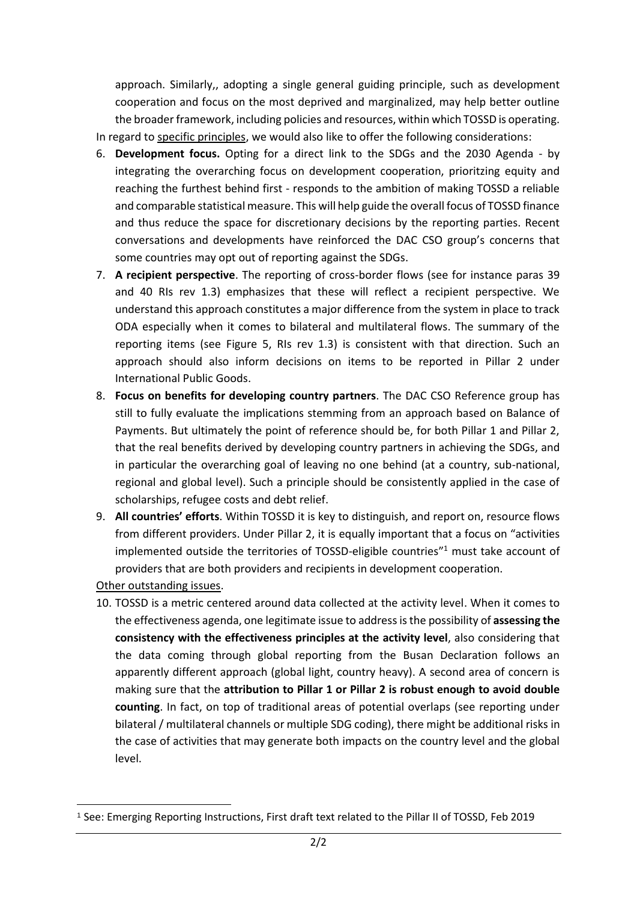approach. Similarly,, adopting a single general guiding principle, such as development cooperation and focus on the most deprived and marginalized, may help better outline the broader framework, including policies and resources, within which TOSSD is operating.

In regard to specific principles, we would also like to offer the following considerations:

6. **Development focus.** Opting for a direct link to the SDGs and the 2030 Agenda - by integrating the overarching focus on development cooperation, prioritzing equity and reaching the furthest behind first - responds to the ambition of making TOSSD a reliable and comparable statistical measure. This will help guide the overall focus of TOSSD finance and thus reduce the space for discretionary decisions by the reporting parties. Recent conversations and developments have reinforced the DAC CSO group's concerns that some countries may opt out of reporting against the SDGs.
7. **A recipient perspective**. The reporting of cross-border flows (see for instance paras 39 and 40 RIs rev 1.3) emphasizes that these will reflect a recipient perspective. We understand this approach constitutes a major difference from the system in place to track ODA especially when it comes to bilateral and multilateral flows. The summary of the reporting items (see Figure 5, RIs rev 1.3) is consistent with that direction. Such an approach should also inform decisions on items to be reported in Pillar 2 under International Public Goods.
8. **Focus on benefits for developing country partners**. The DAC CSO Reference group has still to fully evaluate the implications stemming from an approach based on Balance of Payments. But ultimately the point of reference should be, for both Pillar 1 and Pillar 2, that the real benefits derived by developing country partners in achieving the SDGs, and in particular the overarching goal of leaving no one behind (at a country, sub-national, regional and global level). Such a principle should be consistently applied in the case of scholarships, refugee costs and debt relief.
9. **All countries' efforts**. Within TOSSD it is key to distinguish, and report on, resource flows from different providers. Under Pillar 2, it is equally important that a focus on "activities implemented outside the territories of TOSSD-eligible countries"[1] must take account of providers that are both providers and recipients in development cooperation.

Other outstanding issues.

10. TOSSD is a metric centered around data collected at the activity level. When it comes to the effectiveness agenda, one legitimate issue to address is the possibility of **assessing the consistency with the effectiveness principles at the activity level**, also considering that the data coming through global reporting from the Busan Declaration follows an apparently different approach (global light, country heavy). A second area of concern is making sure that the **attribution to Pillar 1 or Pillar 2 is robust enough to avoid double counting**. In fact, on top of traditional areas of potential overlaps (see reporting under bilateral / multilateral channels or multiple SDG coding), there might be additional risks in the case of activities that may generate both impacts on the country level and the global level.

[1] See: Emerging Reporting Instructions, First draft text related to the Pillar II of TOSSD, Feb 2019